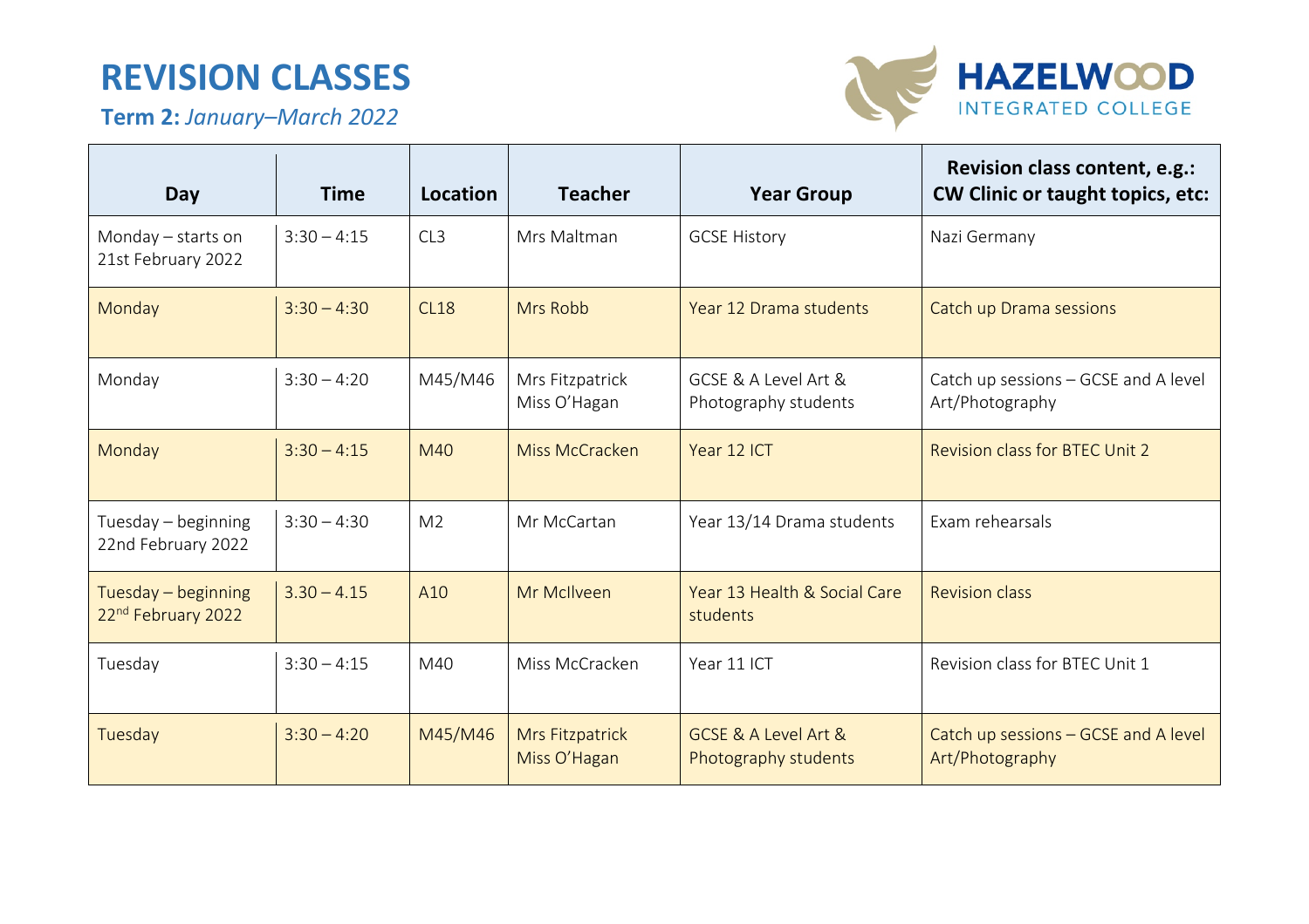# REVISION CLASSES

**Term 2:** *January–March 2022*

HAZELWOOD INTEGRATED COLLEGE

| Day | Time | Location | Teacher | Year Group | Revision class content, e.g.: CW Clinic or taught topics, etc: |
|---|---|---|---|---|---|
| Monday – starts on 21st February 2022 | 3:30 – 4:15 | CL3 | Mrs Maltman | GCSE History | Nazi Germany |
| Monday | 3:30 – 4:30 | CL18 | Mrs Robb | Year 12 Drama students | Catch up Drama sessions |
| Monday | 3:30 – 4:20 | M45/M46 | Mrs Fitzpatrick Miss O'Hagan | GCSE & A Level Art & Photography students | Catch up sessions – GCSE and A level Art/Photography |
| Monday | 3:30 – 4:15 | M40 | Miss McCracken | Year 12 ICT | Revision class for BTEC Unit 2 |
| Tuesday – beginning 22nd February 2022 | 3:30 – 4:30 | M2 | Mr McCartan | Year 13/14 Drama students | Exam rehearsals |
| Tuesday – beginning 22nd February 2022 | 3.30 – 4.15 | A10 | Mr McIlveen | Year 13 Health & Social Care students | Revision class |
| Tuesday | 3:30 – 4:15 | M40 | Miss McCracken | Year 11 ICT | Revision class for BTEC Unit 1 |
| Tuesday | 3:30 – 4:20 | M45/M46 | Mrs Fitzpatrick Miss O'Hagan | GCSE & A Level Art & Photography students | Catch up sessions – GCSE and A level Art/Photography |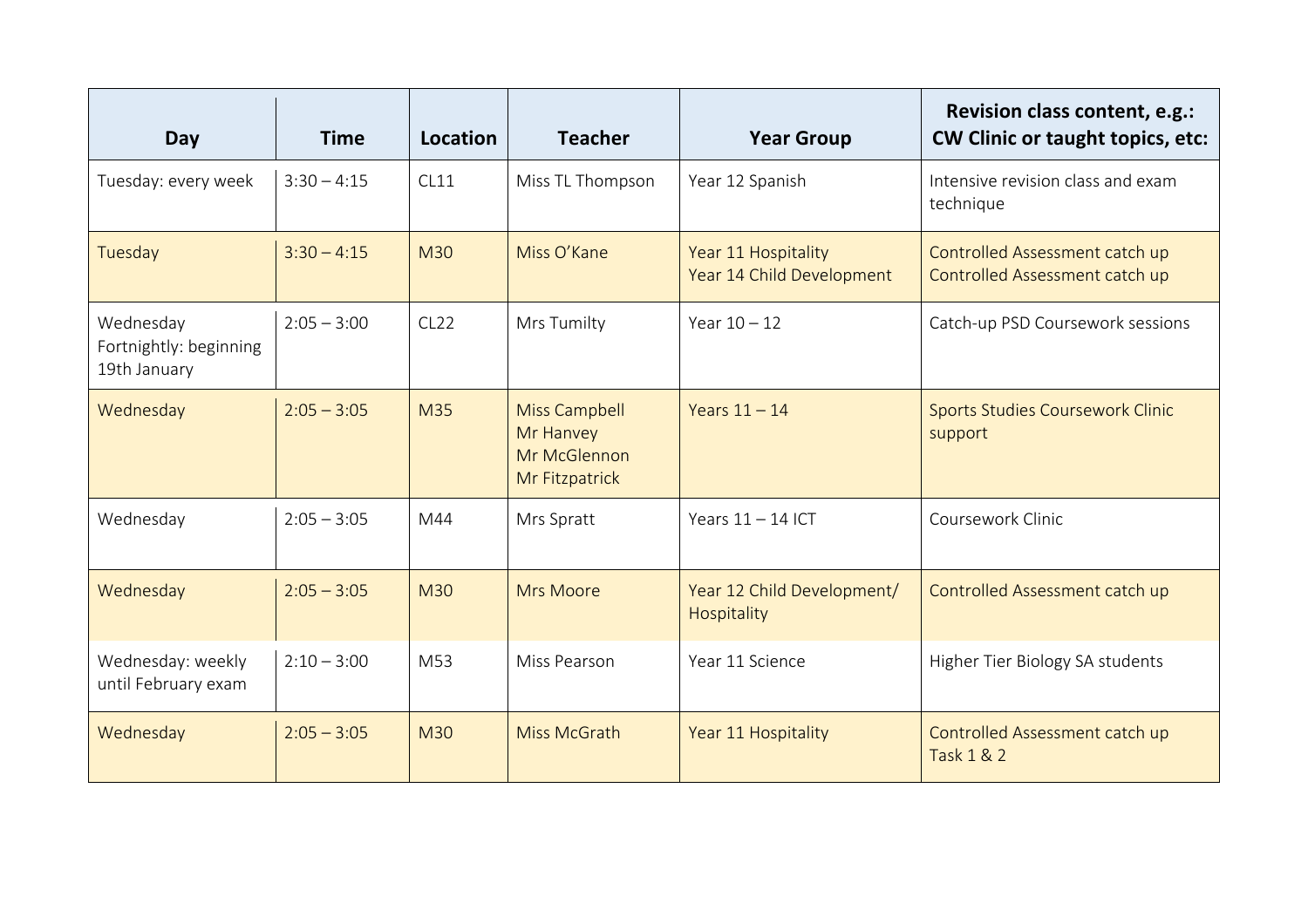| Day | Time | Location | Teacher | Year Group | Revision class content, e.g.: CW Clinic or taught topics, etc: |
| --- | --- | --- | --- | --- | --- |
| Tuesday: every week | 3:30 – 4:15 | CL11 | Miss TL Thompson | Year 12 Spanish | Intensive revision class and exam technique |
| Tuesday | 3:30 – 4:15 | M30 | Miss O'Kane | Year 11 Hospitality<br>Year 14 Child Development | Controlled Assessment catch up<br>Controlled Assessment catch up |
| Wednesday<br>Fortnightly: beginning 19th January | 2:05 – 3:00 | CL22 | Mrs Tumilty | Year 10 – 12 | Catch-up PSD Coursework sessions |
| Wednesday | 2:05 – 3:05 | M35 | Miss Campbell<br>Mr Hanvey<br>Mr McGlennon<br>Mr Fitzpatrick | Years 11 – 14 | Sports Studies Coursework Clinic support |
| Wednesday | 2:05 – 3:05 | M44 | Mrs Spratt | Years 11 – 14 ICT | Coursework Clinic |
| Wednesday | 2:05 – 3:05 | M30 | Mrs Moore | Year 12 Child Development/ Hospitality | Controlled Assessment catch up |
| Wednesday: weekly until February exam | 2:10 – 3:00 | M53 | Miss Pearson | Year 11 Science | Higher Tier Biology SA students |
| Wednesday | 2:05 – 3:05 | M30 | Miss McGrath | Year 11 Hospitality | Controlled Assessment catch up Task 1 & 2 |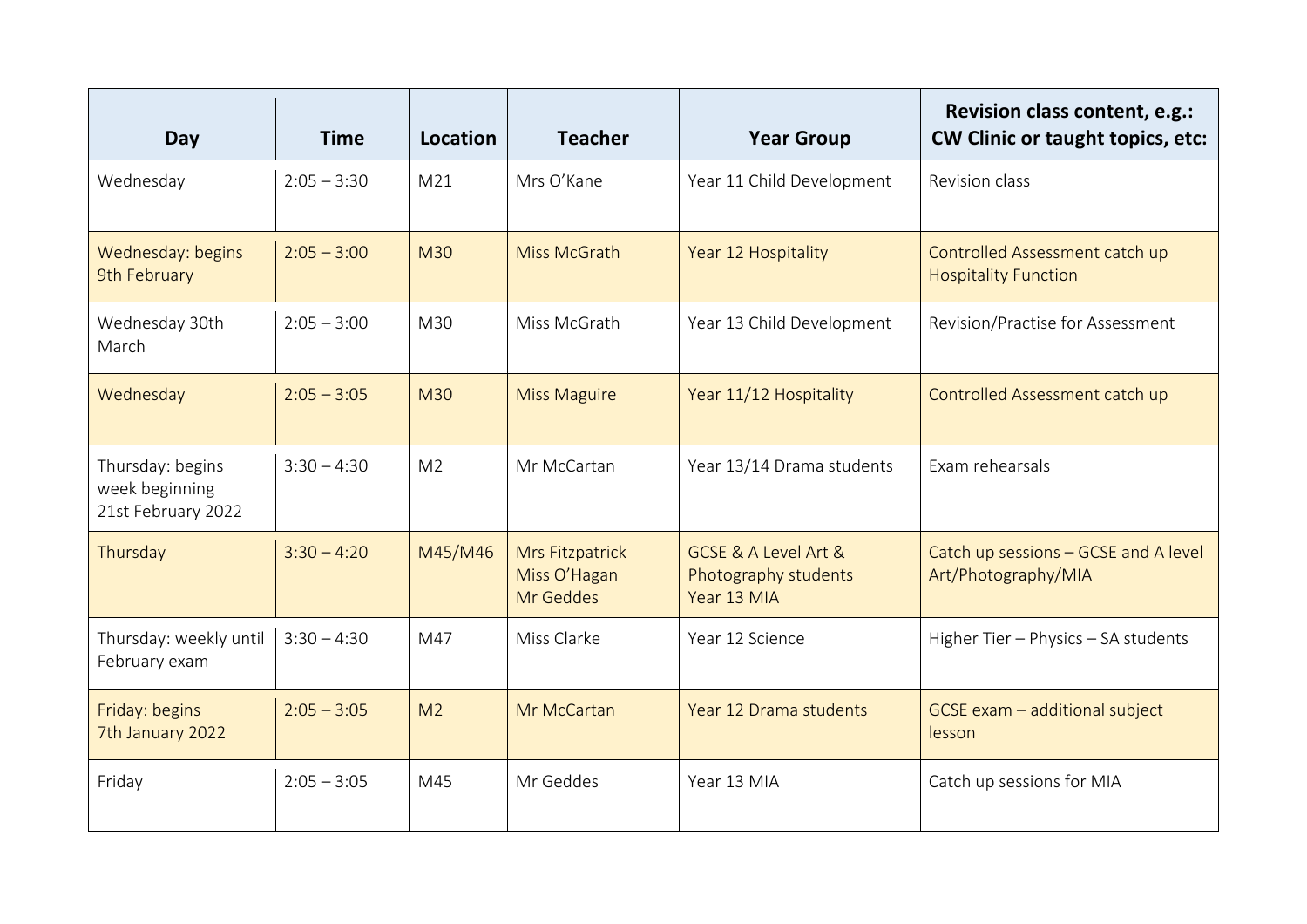| Day | Time | Location | Teacher | Year Group | Revision class content, e.g.: CW Clinic or taught topics, etc: |
|---|---|---|---|---|---|
| Wednesday | 2:05 – 3:30 | M21 | Mrs O'Kane | Year 11 Child Development | Revision class |
| Wednesday: begins 9th February | 2:05 – 3:00 | M30 | Miss McGrath | Year 12 Hospitality | Controlled Assessment catch up Hospitality Function |
| Wednesday 30th March | 2:05 – 3:00 | M30 | Miss McGrath | Year 13 Child Development | Revision/Practise for Assessment |
| Wednesday | 2:05 – 3:05 | M30 | Miss Maguire | Year 11/12 Hospitality | Controlled Assessment catch up |
| Thursday: begins week beginning 21st February 2022 | 3:30 – 4:30 | M2 | Mr McCartan | Year 13/14 Drama students | Exam rehearsals |
| Thursday | 3:30 – 4:20 | M45/M46 | Mrs Fitzpatrick Miss O'Hagan Mr Geddes | GCSE & A Level Art & Photography students Year 13 MIA | Catch up sessions – GCSE and A level Art/Photography/MIA |
| Thursday: weekly until February exam | 3:30 – 4:30 | M47 | Miss Clarke | Year 12 Science | Higher Tier – Physics – SA students |
| Friday: begins 7th January 2022 | 2:05 – 3:05 | M2 | Mr McCartan | Year 12 Drama students | GCSE exam – additional subject lesson |
| Friday | 2:05 – 3:05 | M45 | Mr Geddes | Year 13 MIA | Catch up sessions for MIA |